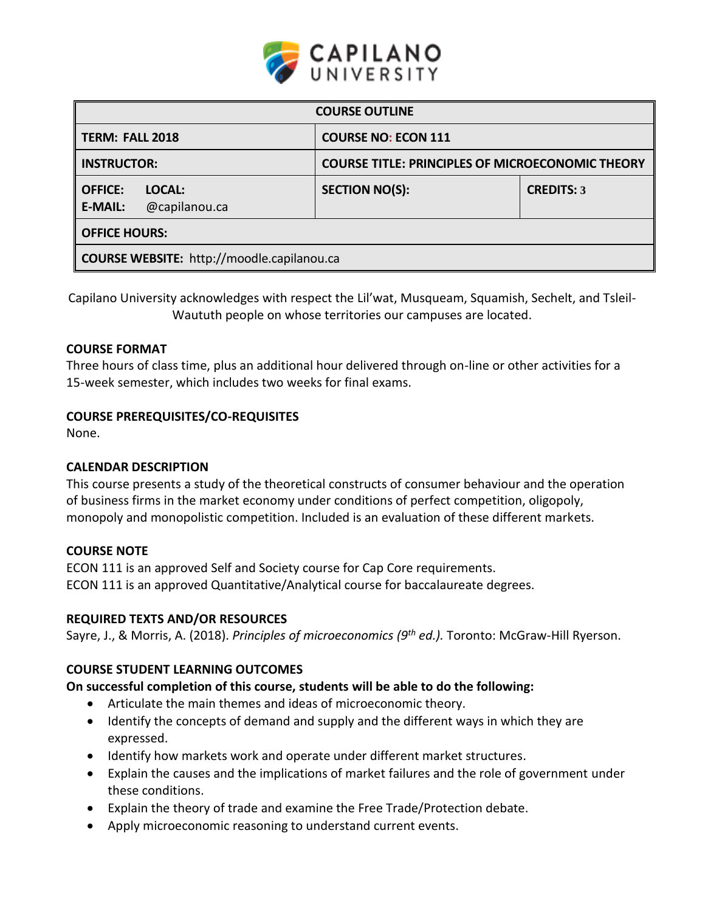| COURSE OUTLINE | | |
|---|---|---|
| **TERM: FALL 2018** | **COURSE NO: ECON 111** | |
| **INSTRUCTOR:** | **COURSE TITLE: PRINCIPLES OF MICROECONOMIC THEORY** | |
| **OFFICE: LOCAL:** **E-MAIL:** @capilanou.ca | **SECTION NO(S):** | **CREDITS:** 3 |
| **OFFICE HOURS:** | | |
| **COURSE WEBSITE:** http://moodle.capilanou.ca | | |

Capilano University acknowledges with respect the Lil'wat, Musqueam, Squamish, Sechelt, and Tsleil-Waututh people on whose territories our campuses are located.

### COURSE FORMAT

Three hours of class time, plus an additional hour delivered through on-line or other activities for a 15-week semester, which includes two weeks for final exams.

### COURSE PREREQUISITES/CO-REQUISITES

None.

### CALENDAR DESCRIPTION

This course presents a study of the theoretical constructs of consumer behaviour and the operation of business firms in the market economy under conditions of perfect competition, oligopoly, monopoly and monopolistic competition. Included is an evaluation of these different markets.

### COURSE NOTE

ECON 111 is an approved Self and Society course for Cap Core requirements.
ECON 111 is an approved Quantitative/Analytical course for baccalaureate degrees.

### REQUIRED TEXTS AND/OR RESOURCES

Sayre, J., & Morris, A. (2018). *Principles of microeconomics (9th ed.).* Toronto: McGraw-Hill Ryerson.

### COURSE STUDENT LEARNING OUTCOMES

**On successful completion of this course, students will be able to do the following:**

- Articulate the main themes and ideas of microeconomic theory.
- Identify the concepts of demand and supply and the different ways in which they are expressed.
- Identify how markets work and operate under different market structures.
- Explain the causes and the implications of market failures and the role of government under these conditions.
- Explain the theory of trade and examine the Free Trade/Protection debate.
- Apply microeconomic reasoning to understand current events.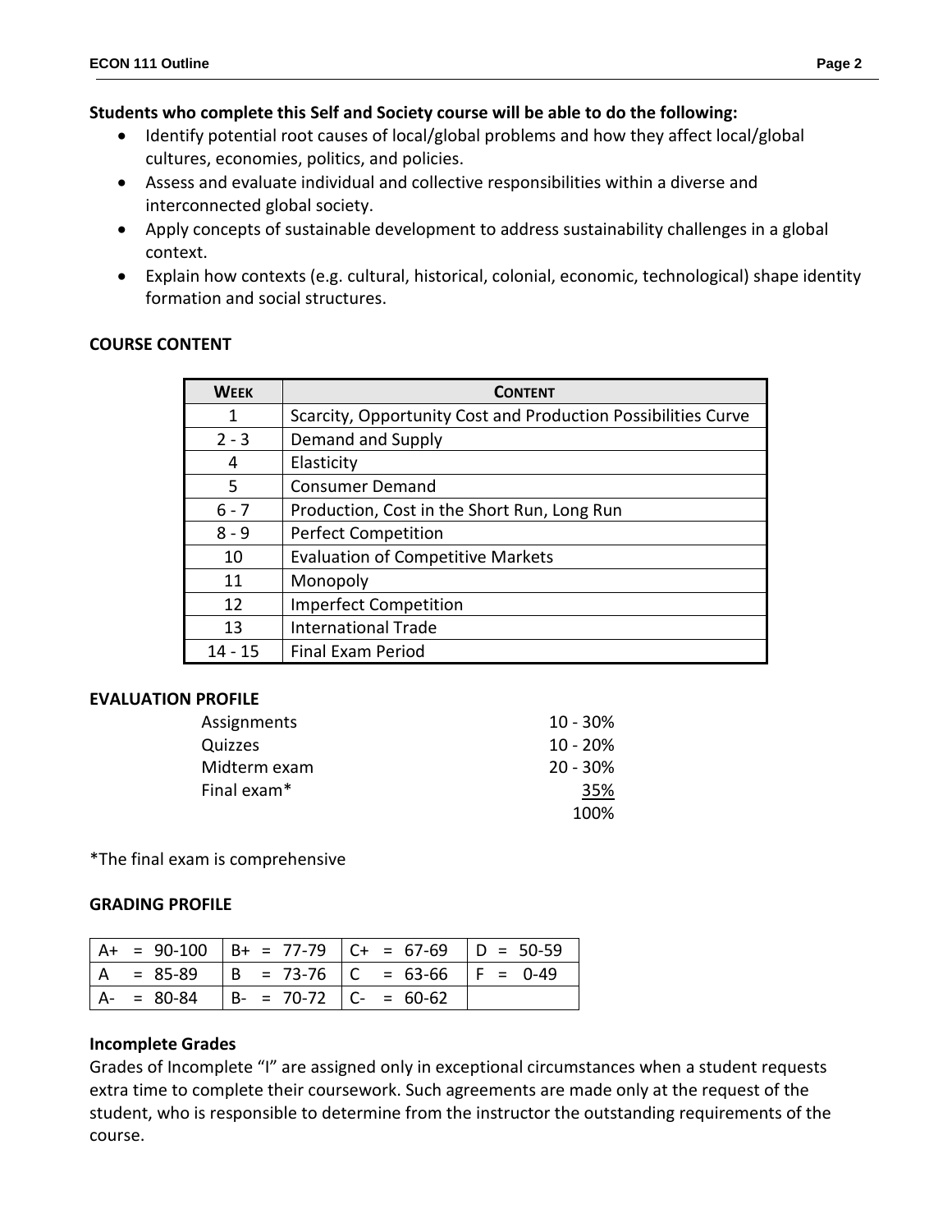**Students who complete this Self and Society course will be able to do the following:**

- Identify potential root causes of local/global problems and how they affect local/global cultures, economies, politics, and policies.
- Assess and evaluate individual and collective responsibilities within a diverse and interconnected global society.
- Apply concepts of sustainable development to address sustainability challenges in a global context.
- Explain how contexts (e.g. cultural, historical, colonial, economic, technological) shape identity formation and social structures.

## COURSE CONTENT

| WEEK | CONTENT |
|---|---|
| 1 | Scarcity, Opportunity Cost and Production Possibilities Curve |
| 2 - 3 | Demand and Supply |
| 4 | Elasticity |
| 5 | Consumer Demand |
| 6 - 7 | Production, Cost in the Short Run, Long Run |
| 8 - 9 | Perfect Competition |
| 10 | Evaluation of Competitive Markets |
| 11 | Monopoly |
| 12 | Imperfect Competition |
| 13 | International Trade |
| 14 - 15 | Final Exam Period |

## EVALUATION PROFILE

| | |
|---|---|
| Assignments | 10 - 30% |
| Quizzes | 10 - 20% |
| Midterm exam | 20 - 30% |
| Final exam* | 35% |
| | 100% |

*The final exam is comprehensive

## GRADING PROFILE

| | | | |
|---|---|---|---|
| A+ = 90-100 | B+ = 77-79 | C+ = 67-69 | D = 50-59 |
| A = 85-89 | B = 73-76 | C = 63-66 | F = 0-49 |
| A- = 80-84 | B- = 70-72 | C- = 60-62 | |

### Incomplete Grades

Grades of Incomplete "I" are assigned only in exceptional circumstances when a student requests extra time to complete their coursework. Such agreements are made only at the request of the student, who is responsible to determine from the instructor the outstanding requirements of the course.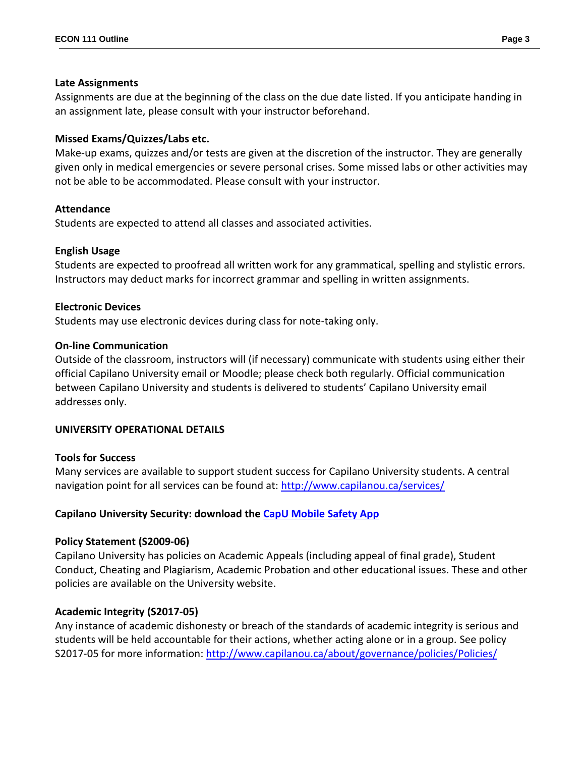### Late Assignments

Assignments are due at the beginning of the class on the due date listed. If you anticipate handing in an assignment late, please consult with your instructor beforehand.

### Missed Exams/Quizzes/Labs etc.

Make-up exams, quizzes and/or tests are given at the discretion of the instructor. They are generally given only in medical emergencies or severe personal crises. Some missed labs or other activities may not be able to be accommodated. Please consult with your instructor.

### Attendance

Students are expected to attend all classes and associated activities.

### English Usage

Students are expected to proofread all written work for any grammatical, spelling and stylistic errors. Instructors may deduct marks for incorrect grammar and spelling in written assignments.

### Electronic Devices

Students may use electronic devices during class for note-taking only.

### On-line Communication

Outside of the classroom, instructors will (if necessary) communicate with students using either their official Capilano University email or Moodle; please check both regularly. Official communication between Capilano University and students is delivered to students' Capilano University email addresses only.

## UNIVERSITY OPERATIONAL DETAILS

### Tools for Success

Many services are available to support student success for Capilano University students. A central navigation point for all services can be found at: [http://www.capilanou.ca/services/](http://www.capilanou.ca/services/)

### Capilano University Security: download the [CapU Mobile Safety App]()

### Policy Statement (S2009-06)

Capilano University has policies on Academic Appeals (including appeal of final grade), Student Conduct, Cheating and Plagiarism, Academic Probation and other educational issues. These and other policies are available on the University website.

### Academic Integrity (S2017-05)

Any instance of academic dishonesty or breach of the standards of academic integrity is serious and students will be held accountable for their actions, whether acting alone or in a group. See policy S2017-05 for more information: [http://www.capilanou.ca/about/governance/policies/Policies/](http://www.capilanou.ca/about/governance/policies/Policies/)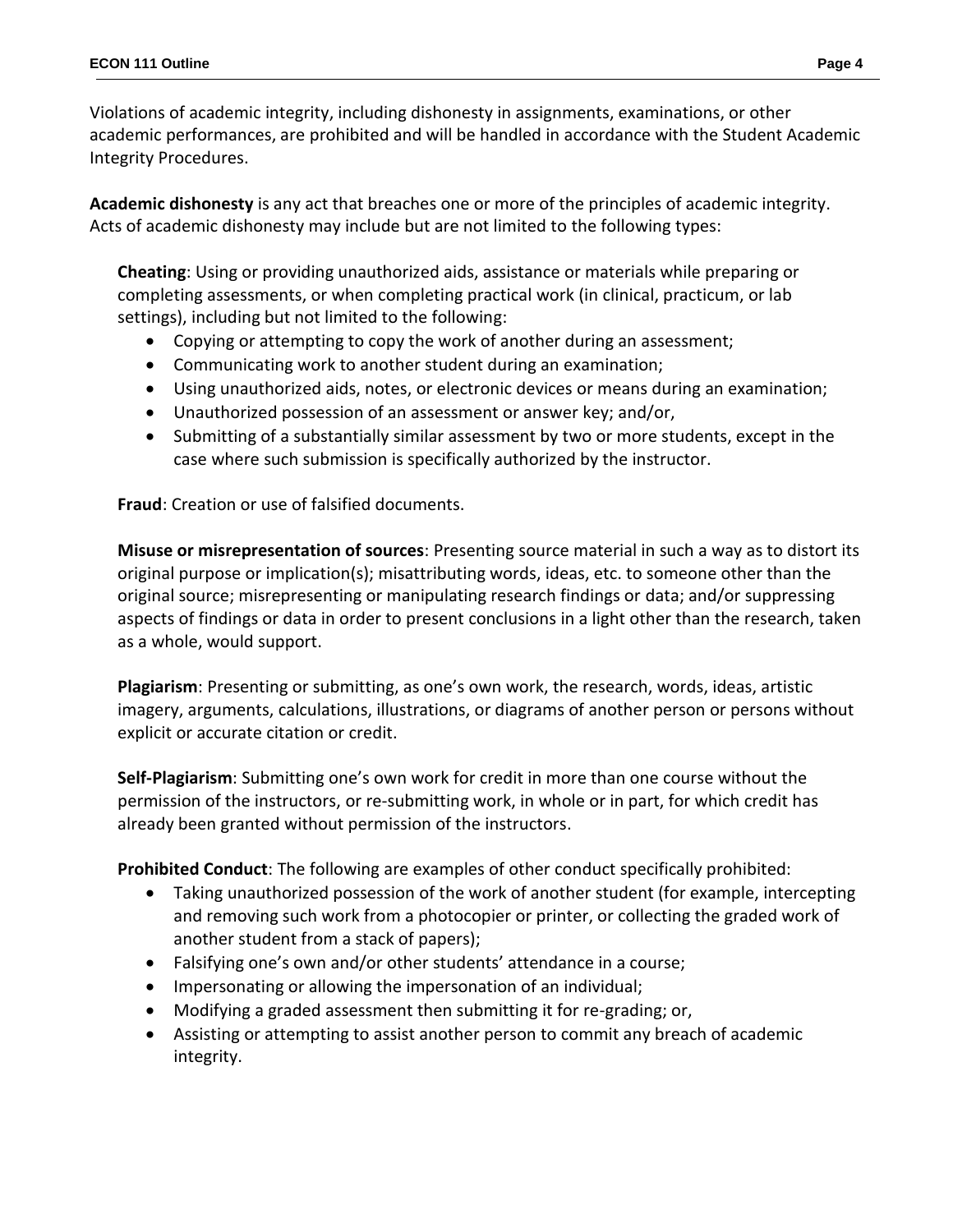Violations of academic integrity, including dishonesty in assignments, examinations, or other academic performances, are prohibited and will be handled in accordance with the Student Academic Integrity Procedures.

**Academic dishonesty** is any act that breaches one or more of the principles of academic integrity. Acts of academic dishonesty may include but are not limited to the following types:

**Cheating**: Using or providing unauthorized aids, assistance or materials while preparing or completing assessments, or when completing practical work (in clinical, practicum, or lab settings), including but not limited to the following:

- Copying or attempting to copy the work of another during an assessment;
- Communicating work to another student during an examination;
- Using unauthorized aids, notes, or electronic devices or means during an examination;
- Unauthorized possession of an assessment or answer key; and/or,
- Submitting of a substantially similar assessment by two or more students, except in the case where such submission is specifically authorized by the instructor.

**Fraud**: Creation or use of falsified documents.

**Misuse or misrepresentation of sources**: Presenting source material in such a way as to distort its original purpose or implication(s); misattributing words, ideas, etc. to someone other than the original source; misrepresenting or manipulating research findings or data; and/or suppressing aspects of findings or data in order to present conclusions in a light other than the research, taken as a whole, would support.

**Plagiarism**: Presenting or submitting, as one's own work, the research, words, ideas, artistic imagery, arguments, calculations, illustrations, or diagrams of another person or persons without explicit or accurate citation or credit.

**Self-Plagiarism**: Submitting one's own work for credit in more than one course without the permission of the instructors, or re-submitting work, in whole or in part, for which credit has already been granted without permission of the instructors.

**Prohibited Conduct**: The following are examples of other conduct specifically prohibited:

- Taking unauthorized possession of the work of another student (for example, intercepting and removing such work from a photocopier or printer, or collecting the graded work of another student from a stack of papers);
- Falsifying one's own and/or other students' attendance in a course;
- Impersonating or allowing the impersonation of an individual;
- Modifying a graded assessment then submitting it for re-grading; or,
- Assisting or attempting to assist another person to commit any breach of academic integrity.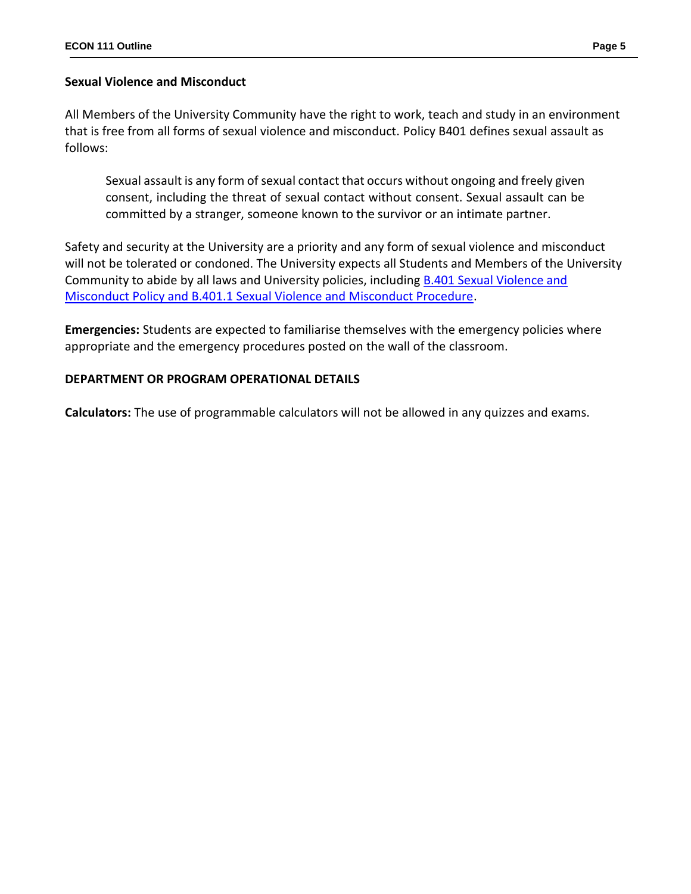**Sexual Violence and Misconduct**

All Members of the University Community have the right to work, teach and study in an environment that is free from all forms of sexual violence and misconduct. Policy B401 defines sexual assault as follows:

> Sexual assault is any form of sexual contact that occurs without ongoing and freely given consent, including the threat of sexual contact without consent. Sexual assault can be committed by a stranger, someone known to the survivor or an intimate partner.

Safety and security at the University are a priority and any form of sexual violence and misconduct will not be tolerated or condoned. The University expects all Students and Members of the University Community to abide by all laws and University policies, including B.401 Sexual Violence and Misconduct Policy and B.401.1 Sexual Violence and Misconduct Procedure.

**Emergencies:** Students are expected to familiarise themselves with the emergency policies where appropriate and the emergency procedures posted on the wall of the classroom.

**DEPARTMENT OR PROGRAM OPERATIONAL DETAILS**

**Calculators:** The use of programmable calculators will not be allowed in any quizzes and exams.